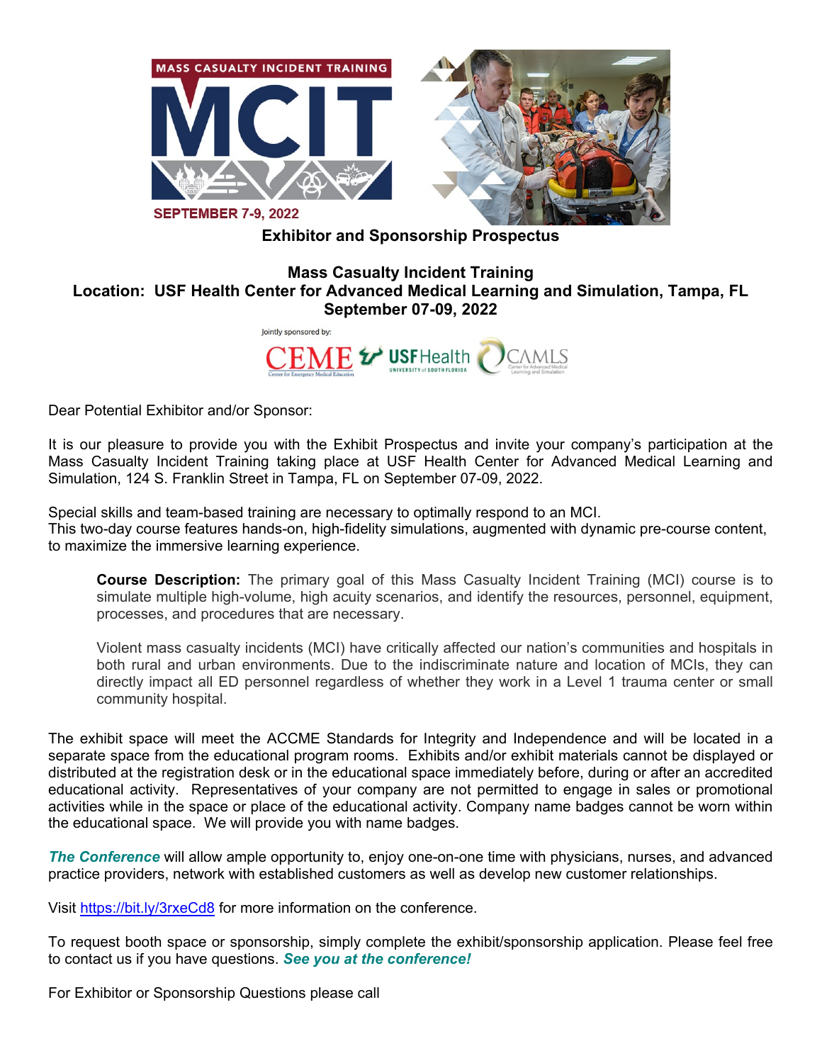MASS CASUALTY INCIDENT TRAINING

# MCIT

SEPTEMBER 7-9, 2022

## Exhibitor and Sponsorship Prospectus

### Mass Casualty Incident Training
### Location: USF Health Center for Advanced Medical Learning and Simulation, Tampa, FL
### September 07-09, 2022

Jointly sponsored by: CEME Center for Emergency Medical Education, USF Health University of South Florida, CAMLS Center for Advanced Medical Learning and Simulation

Dear Potential Exhibitor and/or Sponsor:

It is our pleasure to provide you with the Exhibit Prospectus and invite your company's participation at the Mass Casualty Incident Training taking place at USF Health Center for Advanced Medical Learning and Simulation, 124 S. Franklin Street in Tampa, FL on September 07-09, 2022.

Special skills and team-based training are necessary to optimally respond to an MCI.
This two-day course features hands-on, high-fidelity simulations, augmented with dynamic pre-course content, to maximize the immersive learning experience.

> **Course Description:** The primary goal of this Mass Casualty Incident Training (MCI) course is to simulate multiple high-volume, high acuity scenarios, and identify the resources, personnel, equipment, processes, and procedures that are necessary.
>
> Violent mass casualty incidents (MCI) have critically affected our nation's communities and hospitals in both rural and urban environments. Due to the indiscriminate nature and location of MCIs, they can directly impact all ED personnel regardless of whether they work in a Level 1 trauma center or small community hospital.

The exhibit space will meet the ACCME Standards for Integrity and Independence and will be located in a separate space from the educational program rooms. Exhibits and/or exhibit materials cannot be displayed or distributed at the registration desk or in the educational space immediately before, during or after an accredited educational activity. Representatives of your company are not permitted to engage in sales or promotional activities while in the space or place of the educational activity. Company name badges cannot be worn within the educational space. We will provide you with name badges.

***The Conference*** will allow ample opportunity to, enjoy one-on-one time with physicians, nurses, and advanced practice providers, network with established customers as well as develop new customer relationships.

Visit https://bit.ly/3rxeCd8 for more information on the conference.

To request booth space or sponsorship, simply complete the exhibit/sponsorship application. Please feel free to contact us if you have questions. ***See you at the conference!***

For Exhibitor or Sponsorship Questions please call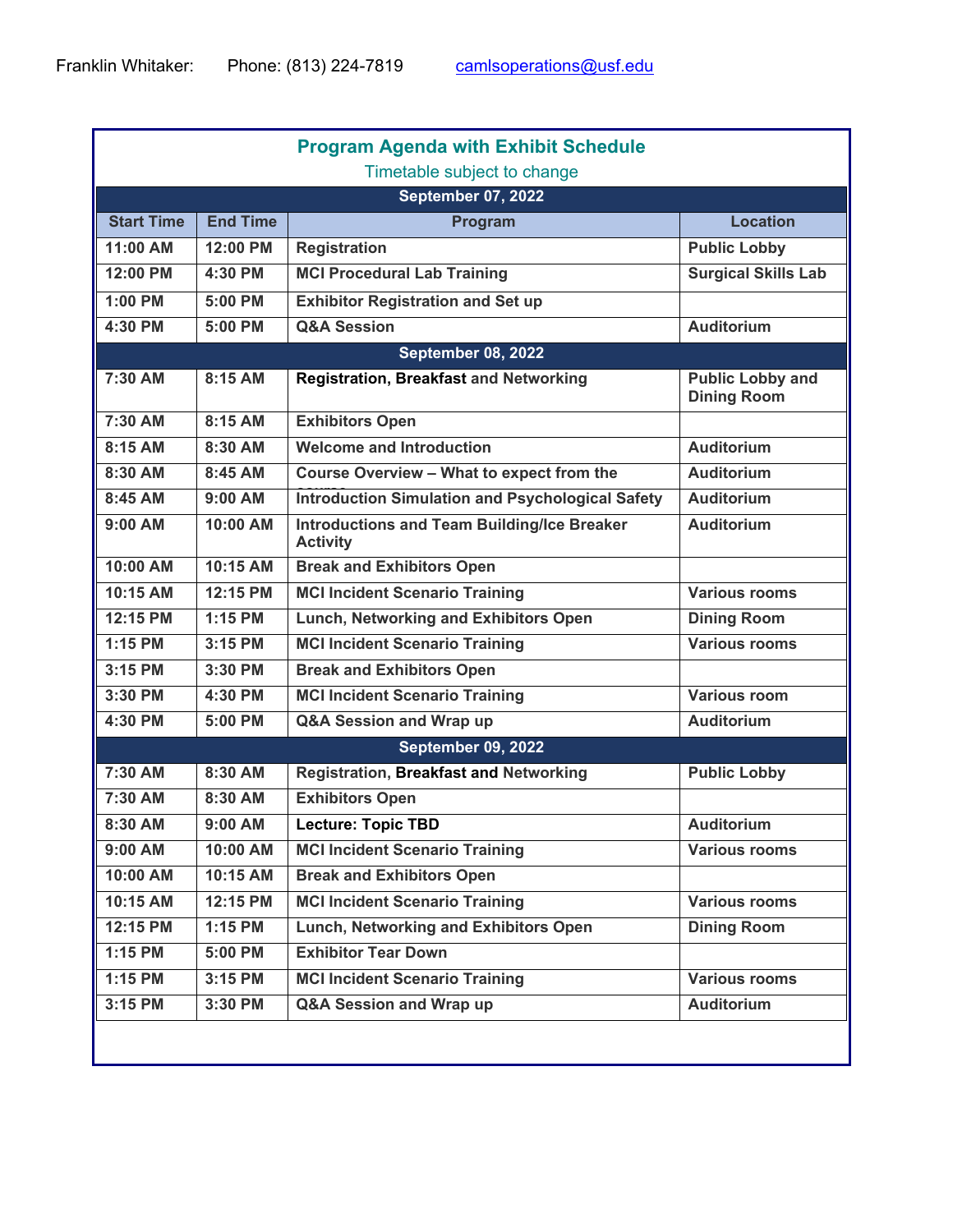Franklin Whitaker: Phone: (813) 224-7819 camlsoperations@usf.edu

## Program Agenda with Exhibit Schedule

Timetable subject to change

| Start Time | End Time | Program | Location |
|---|---|---|---|
| **September 07, 2022** | | | |
| 11:00 AM | 12:00 PM | Registration | Public Lobby |
| 12:00 PM | 4:30 PM | MCI Procedural Lab Training | Surgical Skills Lab |
| 1:00 PM | 5:00 PM | Exhibitor Registration and Set up | |
| 4:30 PM | 5:00 PM | Q&A Session | Auditorium |
| **September 08, 2022** | | | |
| 7:30 AM | 8:15 AM | Registration, Breakfast and Networking | Public Lobby and Dining Room |
| 7:30 AM | 8:15 AM | Exhibitors Open | |
| 8:15 AM | 8:30 AM | Welcome and Introduction | Auditorium |
| 8:30 AM | 8:45 AM | Course Overview – What to expect from the course | Auditorium |
| 8:45 AM | 9:00 AM | Introduction Simulation and Psychological Safety | Auditorium |
| 9:00 AM | 10:00 AM | Introductions and Team Building/Ice Breaker Activity | Auditorium |
| 10:00 AM | 10:15 AM | Break and Exhibitors Open | |
| 10:15 AM | 12:15 PM | MCI Incident Scenario Training | Various rooms |
| 12:15 PM | 1:15 PM | Lunch, Networking and Exhibitors Open | Dining Room |
| 1:15 PM | 3:15 PM | MCI Incident Scenario Training | Various rooms |
| 3:15 PM | 3:30 PM | Break and Exhibitors Open | |
| 3:30 PM | 4:30 PM | MCI Incident Scenario Training | Various room |
| 4:30 PM | 5:00 PM | Q&A Session and Wrap up | Auditorium |
| **September 09, 2022** | | | |
| 7:30 AM | 8:30 AM | Registration, Breakfast and Networking | Public Lobby |
| 7:30 AM | 8:30 AM | Exhibitors Open | |
| 8:30 AM | 9:00 AM | Lecture: Topic TBD | Auditorium |
| 9:00 AM | 10:00 AM | MCI Incident Scenario Training | Various rooms |
| 10:00 AM | 10:15 AM | Break and Exhibitors Open | |
| 10:15 AM | 12:15 PM | MCI Incident Scenario Training | Various rooms |
| 12:15 PM | 1:15 PM | Lunch, Networking and Exhibitors Open | Dining Room |
| 1:15 PM | 5:00 PM | Exhibitor Tear Down | |
| 1:15 PM | 3:15 PM | MCI Incident Scenario Training | Various rooms |
| 3:15 PM | 3:30 PM | Q&A Session and Wrap up | Auditorium |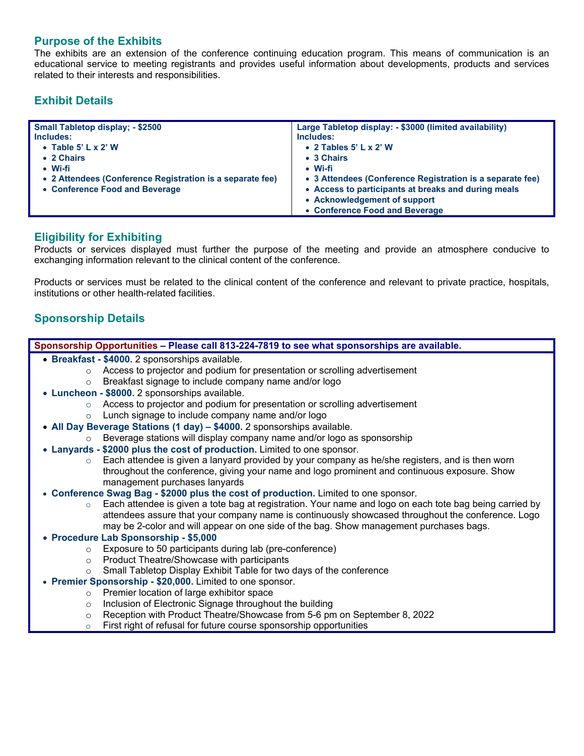## Purpose of the Exhibits

The exhibits are an extension of the conference continuing education program. This means of communication is an educational service to meeting registrants and provides useful information about developments, products and services related to their interests and responsibilities.

## Exhibit Details

| Small Tabletop display; - $2500 | Large Tabletop display: - $3000 (limited availability) |
| --- | --- |
| **Includes:**<br>• Table 5' L x 2' W<br>• 2 Chairs<br>• Wi-fi<br>• 2 Attendees (Conference Registration is a separate fee)<br>• Conference Food and Beverage | **Includes:**<br>• 2 Tables 5' L x 2' W<br>• 3 Chairs<br>• Wi-fi<br>• 3 Attendees (Conference Registration is a separate fee)<br>• Access to participants at breaks and during meals<br>• Acknowledgement of support<br>• Conference Food and Beverage |

## Eligibility for Exhibiting

Products or services displayed must further the purpose of the meeting and provide an atmosphere conducive to exchanging information relevant to the clinical content of the conference.

Products or services must be related to the clinical content of the conference and relevant to private practice, hospitals, institutions or other health-related facilities.

## Sponsorship Details

**Sponsorship Opportunities – Please call 813-224-7819 to see what sponsorships are available.**

- **Breakfast - $4000.** 2 sponsorships available.
    - Access to projector and podium for presentation or scrolling advertisement
    - Breakfast signage to include company name and/or logo
- **Luncheon - $8000.** 2 sponsorships available.
    - Access to projector and podium for presentation or scrolling advertisement
    - Lunch signage to include company name and/or logo
- **All Day Beverage Stations (1 day) – $4000.** 2 sponsorships available.
    - Beverage stations will display company name and/or logo as sponsorship
- **Lanyards - $2000 plus the cost of production.** Limited to one sponsor.
    - Each attendee is given a lanyard provided by your company as he/she registers, and is then worn throughout the conference, giving your name and logo prominent and continuous exposure. Show management purchases lanyards
- **Conference Swag Bag - $2000 plus the cost of production.** Limited to one sponsor.
    - Each attendee is given a tote bag at registration. Your name and logo on each tote bag being carried by attendees assure that your company name is continuously showcased throughout the conference. Logo may be 2-color and will appear on one side of the bag. Show management purchases bags.
- **Procedure Lab Sponsorship - $5,000**
    - Exposure to 50 participants during lab (pre-conference)
    - Product Theatre/Showcase with participants
    - Small Tabletop Display Exhibit Table for two days of the conference
- **Premier Sponsorship - $20,000.** Limited to one sponsor.
    - Premier location of large exhibitor space
    - Inclusion of Electronic Signage throughout the building
    - Reception with Product Theatre/Showcase from 5-6 pm on September 8, 2022
    - First right of refusal for future course sponsorship opportunities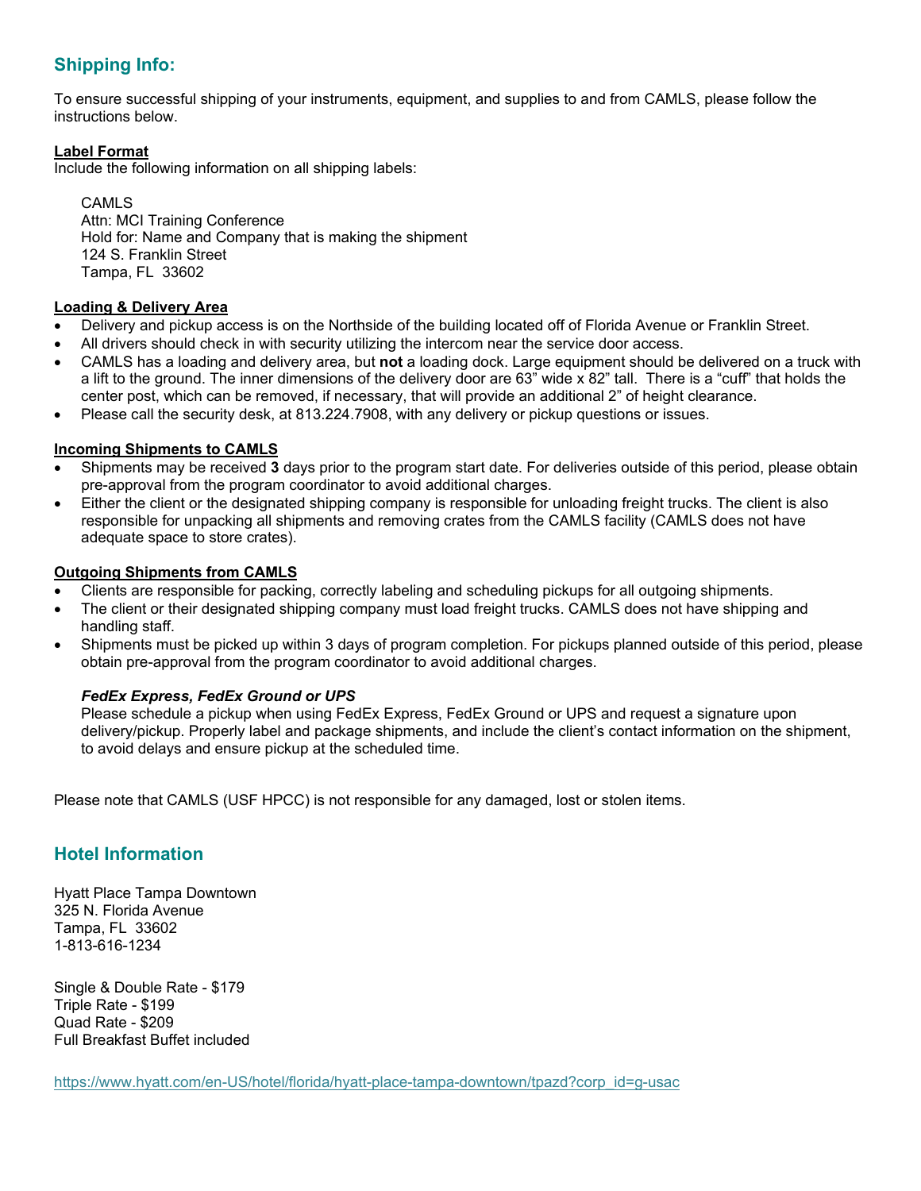## Shipping Info:

To ensure successful shipping of your instruments, equipment, and supplies to and from CAMLS, please follow the instructions below.

**Label Format**

Include the following information on all shipping labels:

CAMLS  
Attn: MCI Training Conference  
Hold for: Name and Company that is making the shipment  
124 S. Franklin Street  
Tampa, FL 33602

**Loading & Delivery Area**

- Delivery and pickup access is on the Northside of the building located off of Florida Avenue or Franklin Street.
- All drivers should check in with security utilizing the intercom near the service door access.
- CAMLS has a loading and delivery area, but **not** a loading dock. Large equipment should be delivered on a truck with a lift to the ground. The inner dimensions of the delivery door are 63" wide x 82" tall. There is a "cuff" that holds the center post, which can be removed, if necessary, that will provide an additional 2" of height clearance.
- Please call the security desk, at 813.224.7908, with any delivery or pickup questions or issues.

**Incoming Shipments to CAMLS**

- Shipments may be received **3** days prior to the program start date. For deliveries outside of this period, please obtain pre-approval from the program coordinator to avoid additional charges.
- Either the client or the designated shipping company is responsible for unloading freight trucks. The client is also responsible for unpacking all shipments and removing crates from the CAMLS facility (CAMLS does not have adequate space to store crates).

**Outgoing Shipments from CAMLS**

- Clients are responsible for packing, correctly labeling and scheduling pickups for all outgoing shipments.
- The client or their designated shipping company must load freight trucks. CAMLS does not have shipping and handling staff.
- Shipments must be picked up within 3 days of program completion. For pickups planned outside of this period, please obtain pre-approval from the program coordinator to avoid additional charges.

***FedEx Express, FedEx Ground or UPS***

Please schedule a pickup when using FedEx Express, FedEx Ground or UPS and request a signature upon delivery/pickup. Properly label and package shipments, and include the client's contact information on the shipment, to avoid delays and ensure pickup at the scheduled time.

Please note that CAMLS (USF HPCC) is not responsible for any damaged, lost or stolen items.

## Hotel Information

Hyatt Place Tampa Downtown  
325 N. Florida Avenue  
Tampa, FL 33602  
1-813-616-1234

Single & Double Rate - $179  
Triple Rate - $199  
Quad Rate - $209  
Full Breakfast Buffet included

https://www.hyatt.com/en-US/hotel/florida/hyatt-place-tampa-downtown/tpazd?corp_id=g-usac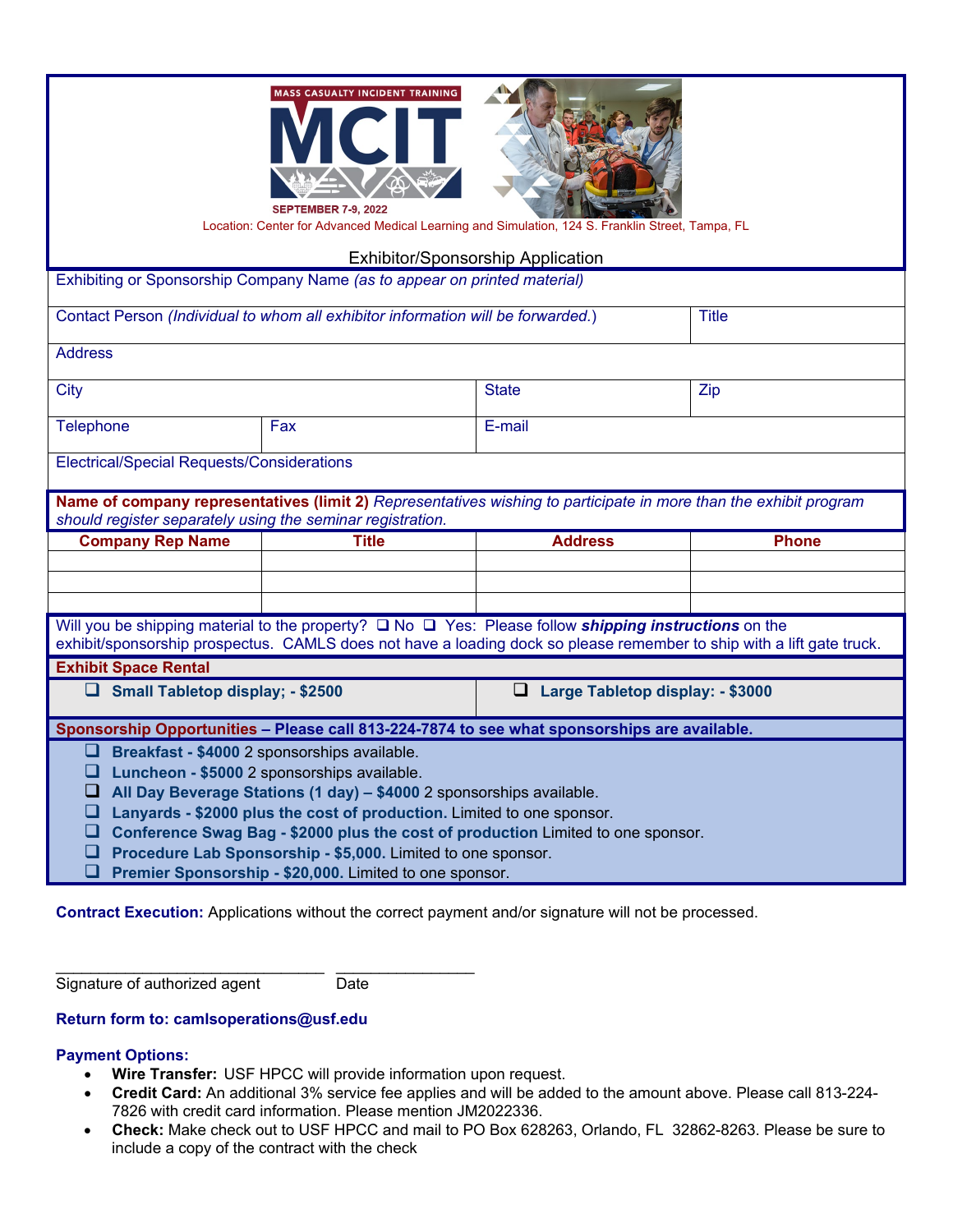MASS CASUALTY INCIDENT TRAINING

# MCIT

SEPTEMBER 7-9, 2022

Location: Center for Advanced Medical Learning and Simulation, 124 S. Franklin Street, Tampa, FL

## Exhibitor/Sponsorship Application

| | | | |
|---|---|---|---|
| Exhibiting or Sponsorship Company Name *(as to appear on printed material)* | | | |
| Contact Person *(Individual to whom all exhibitor information will be forwarded.)* | | | Title |
| Address | | | |
| City | | State | Zip |
| Telephone | Fax | E-mail | |
| Electrical/Special Requests/Considerations | | | |

**Name of company representatives (limit 2)** *Representatives wishing to participate in more than the exhibit program should register separately using the seminar registration.*

| Company Rep Name | Title | Address | Phone |
|---|---|---|---|
| | | | |
| | | | |
| | | | |

Will you be shipping material to the property? ❑ No ❑ Yes: Please follow ***shipping instructions*** on the exhibit/sponsorship prospectus. CAMLS does not have a loading dock so please remember to ship with a lift gate truck.

**Exhibit Space Rental**

- ❑ **Small Tabletop display; - $2500**
- ❑ **Large Tabletop display: - $3000**

**Sponsorship Opportunities – Please call 813-224-7874 to see what sponsorships are available.**

- ❑ **Breakfast - $4000** 2 sponsorships available.
- ❑ **Luncheon - $5000** 2 sponsorships available.
- ❑ **All Day Beverage Stations (1 day) – $4000** 2 sponsorships available.
- ❑ **Lanyards - $2000 plus the cost of production.** Limited to one sponsor.
- ❑ **Conference Swag Bag - $2000 plus the cost of production** Limited to one sponsor.
- ❑ **Procedure Lab Sponsorship - $5,000.** Limited to one sponsor.
- ❑ **Premier Sponsorship - $20,000.** Limited to one sponsor.

**Contract Execution:** Applications without the correct payment and/or signature will not be processed.

_______________________________ ________________

Signature of authorized agent Date

**Return form to: camlsoperations@usf.edu**

**Payment Options:**

- **Wire Transfer:** USF HPCC will provide information upon request.
- **Credit Card:** An additional 3% service fee applies and will be added to the amount above. Please call 813-224-7826 with credit card information. Please mention JM2022336.
- **Check:** Make check out to USF HPCC and mail to PO Box 628263, Orlando, FL 32862-8263. Please be sure to include a copy of the contract with the check